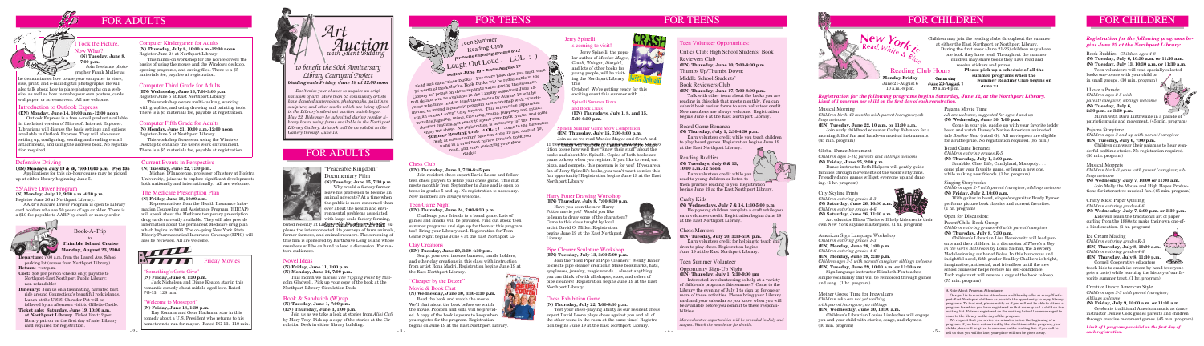# FOR ADULTS

## Took the Picture, Now What?

**(EN) Tuesday, June 6, 7:00 p.m.**

Join freelance photographer Frank Muller as he demonstrates how to use your computer to store, size, print, and e-mail digital photographs. He will also talk about how to place photographs on a website, as well as how to make your own posters, cards, wallpaper, or screensavers. All are welcome.

## Introduction to Outlook Express

**(EN) Monday, June 14, 10:00 a.m.-12:00 noon**

Outlook Express is a free e-mail product available in the latest version of Microsoft Internet Explorer. Librarians will discuss the basic settings and options available in Outlook Express. They will also cover setting up, configuring, sending and reading e-mail attachments, and using the address book. No registration required.

## Defensive Driving

**(EN) Mondays, July 10 & 26, 7:00-10:00 p.m. Fee: $35**

Applications for this six-hour course may be picked up at either Library beginning June 5.

## 55/Alive Driver Program

**(N) Monday, July 12, 9:30 a.m.-4:30 p.m.**

Register June 26 at Northport Library.

AARP's Mature Driver Program is open to Library card holders who are 50 years of age or older. There is a $10 fee payable to AARP by check or money order.

## Book-A-Trip to Thimble Island Cruise Monday, August 23, 2004

**Departure:** 7:00 a.m. from the Laurel Ave. School parking lot (across from Northport Library)

**Return:** 7:00 p.m.

**Cost:** $68 per person (checks only; payable to Northport-East Northport Public Library; non-refundable)

**Itinerary:** Join us on a fascinating, narrated boat ride around Connecticut's beautiful rock islands. Lunch at the U.S.S. Chowder Pot will be followed by an afternoon visit to Gillette Castle.

**Ticket sale: Saturday, June 19, 10:00 a.m. at Northport Library.** Ticket limit: 2 per library patron on the first day of sale. Library card required for registration.

## Computer Kindergarten for Adults

**(N) Thursday, July 8, 10:00 a.m.-12:00 noon**

Register June 24 at Northport Library.

This hands-on workshop for the novice covers the basics of using the mouse and the Windows desktop, opening programs, and saving files. There is a $5 materials fee, payable at registration.

## Computer Third Grade for Adults

**(EN) Wednesday, June 16, 7:00-9:00 p.m.**

Register June 5 at East Northport Library.

This workshop covers multi-tasking, working with graphics, and using drawing and painting tools. There is a $5 materials fee, payable at registration.

## Computer Fifth Grade for Adults

**(N) Monday, June 21, 10:00 a.m.-12:00 noon**

Register June 5 at Northport Library.

This workshop focuses on using the Windows Desktop to enhance the user's work environment. There is a $5 materials fee, payable at registration.

## Current Events in Perspective

**(N) Tuesday, June 22, 7:30 p.m.**

Michael D'Innocenzo, professor of history at Hofstra University, joins us to explore significant developments both nationally and internationally. All are welcome.

## The Medicare Prescription Plan

**(N) Friday, June 18, 10:00 a.m.**

Representatives from the Health Insurance Information Counseling and Assistance Program (HIICAP) will speak about the Medicare temporary prescription drug cards currently available. They will also provide information about the permanent Medicare drug plan which begins in 2006. The on-going New York State Elderly Pharmaceutical Insurance Coverage (EPIC) will also be reviewed. All are welcome.

## Friday Movies

### "Something's Gotta Give"

**(N) Friday, June 4, 1:30 p.m.**

Jack Nicholson and Diane Keaton star in this romantic comedy about middle-aged love. Rated PG-13. 128 min.

### "Welcome to Mooseport"

**(N) Friday, June 18, 1:30 p.m.**

Ray Romano and Gene Hackman star in this comedy about a U.S. President who returns to his hometown to run for mayor. Rated PG-13. 110 min.

# Art Auction with Silent Bidding

to benefit the 30th Anniversary Library Courtyard Project

**bidding ends Friday, June 18 at 12:00 noon**

Don't miss your chance to acquire an original work of art! More than 35 community artists have donated watercolors, photographs, paintings, sculpture, and other works which are being offered in the Library's silent art auction which began May 22. Bids may be submitted during regular library hours using forms available in the Northport Library Gallery. Artwork will be on exhibit in the Gallery through June 18.

# FOR ADULTS

## "Peaceable Kingdom" Documentary Film

**(N) Tuesday, June 15, 7:30 p.m.**

Why would a factory farmer leave his profession to become an animal advocate? At a time when the public is more concerned than ever about the health and environmental problems associated with large-scale factory farming, Tribe of Heart's award-winning documentary explores the interconnected life journeys of farm animals, former farmers, and animal rescuers. The screening of this film is sponsored by EarthSave Long Island whose members will be on hand to lead a discussion. For mature audiences.

## Novel Ideas

**(N) Friday, June 11, 1:00 p.m.**

**(N) Monday, June 14, 7:00 p.m.**

This month we discuss *The Tipping Point* by Malcolm Gladwell. Pick up your copy of the book at the Northport Library Circulation Desk.

## Book & Sandwich (W)rap

**(N) Tuesday, June 1, 7:00 p.m.**

**(N) Thursday, June 3, 1:00 p.m.**

Join us as we take a look at stories from *Aldo Cafe* by Mary Troy. Pick up a copy of the stories at the Circulation Desk in either library building.

# FOR TEENS

## Teen Summer Reading Club

**Re-Pack Your Story!** ... **Laugh Out Loud LOL :)**

**Online June 19 • Ends August 18**

Read, and earn "some Points!" For every book that you read, there is a chance to win great prizes. Points will be redeemable at the Library so that you can check them out during the summer. Fill out a slip for each book you read to be entered in the weekly drawing. Earn points and prizes to enter the raffle. Everyone who signs up and reads will be invited to the Summer Reading Club party in August. This includes everyone who has registered. **"Summer Reading Club" LOL** ... Vote for the funniest books, and bring your ideas for the Summer Reading Club party. Check out your own fun summer reading club from the Young Adult Desk, and start reading!

## Chess Club

**(EN) Thursday, June 3, 7:30-8:45 pm**

Join resident chess expert David Leone and fellow teen chess players to refine your chess game. This club meets monthly from September to June and is open to teens in grades 5 and up. No registration is necessary. New members are always welcome.

## Teen Game Night

**(EN) Thursday, June 24, 7:00-8:30 p.m.**

Challenge your friends to a board game. Lots of games and snacks will be provided. Find out about teen summer programs and sign up for them at this program too! Bring your Library card. Registration for Teen Game Night begins June 4 at the East Northport Library.

## Clay Creations

**(EN) Tuesday, June 29, 3:30-4:30 p.m.**

Sculpt your own mouse fantasies, candle holders, and other clay creations in this class with instruction from artist Rosa Maxi. Registration begins June 10 at the East Northport Library.

## "Cheaper by the Dozen" Movie & Book Chat

**(N) Wednesday, June 30, 3:30-5:30 p.m.**

Read the book and watch the movie. We'll chat about the book before we watch the movie. Popcorn and soda will be provided. A copy of the book is yours to keep when you register for the program. Registration begins on June 19 at the East Northport Library.

## Jerry Spinelli is coming to visit!

Jerry Spinelli, the popular author of *Maniac Magee*, *Crash*, *Wringer*, *Stargirl* and lots of other books for young people, will be visiting the Northport Library this October! We're getting ready for this exciting event this summer with . . .

## Spinelli Summer Pizza and Book Chats

**(EN) Thursdays, July 1, 8, and 15, 3:30-4:30 p.m.**

## Spinelli Summer Game Show Competition

**(EN) Thursday, July 15, 7:30-9:00 p.m.**

Join us as we read *Maniac Magee* and *Crash* and to test your knowledge of all things Spinelli. Teams will compete to see how well they "know their stuff" about the books and about Mr. Spinelli. Copies of both books are yours to keep when you register. If you like to read, eat pizza, and compete, this program is for you! If you are a fan of Jerry Spinelli's books, you won't want to miss this fun opportunity! Registration begins June 19 at the East Northport Library.

## Harry Potter Drawing Workshop

**(EN) Thursday, July 8, 7:00-8:30 p.m.**

Have you seen the new Harry Potter movie yet? Would you like to learn to draw some of the characters? Come to this class taught by local artist David O. Miller. Registration begins June 19 at the East Northport Library.

## Pipe Cleaner Sculpture Workshop

**(EN) Tuesday, July 13, 3:00-5:00 p.m.**

Join the "Pied Piper of Pipe Cleaners" Wendy Bauer to create pipe cleaner creations! Make bookmarks, hats, eyeglasses, jewelry, magic wands... almost anything you can think of with all shapes, sizes, and colors of pipe cleaners! Registration begins June 19 at the East Northport Library.

## Chess Exhibition Game

**(N) Thursday, July 22, 7:00-8:30 p.m.**

Test your chess-playing ability as our resident chess expert David Leone plays chess against you and all of the other teens in the room at the same time! Registration begins June 19 at the East Northport Library.

# FOR TEENS

## Teen Volunteer Opportunities:

### Unless Club: High School Students' Book Reviewers Club

**(EN) Thursday, June 10, 7:00-8:00 p.m.**

### Thumbs Up/Thumbs Down: Middle School Students' Book Reviewers Club

**(EN) Thursday, June 17, 7:00-8:00 p.m.**

Talk with other teens about the books you are reading in this club that meets monthly. You can submit book review forms to earn volunteer credit. New members are always welcome. Registration begins June 4 at the East Northport Library.

### Board Game Bonanza

**(EN) Monday, July 1, 3:30-4:30 p.m.**

Earn volunteer credit while you teach children to play board games. Registration begins June 19 at the East Northport Library.

### Reading Buddies

**(N) Tuesdays, July 6 & 13, 10:00 a.m.-12 noon**

Earn volunteer credit while you read to youngsters or listen to them practice reading to you. Registration begins June 19 at the East Northport Library.

### Crafty Kids

**(N) Wednesdays, July 7 & 14, 1:30-5:00 p.m.**

Help young children complete a craft while you earn volunteer credit. Registration begins June 19 at the East Northport Library.

### Chess Mentors

**(EN) Tuesday, July 20, 3:30-5:00 p.m.**

Earn volunteer credit for helping to teach students to play chess. Registration begins June 19 at the East Northport Library.

### Teens Summer Volunteer Opportunity Sign-Up Night

**(EN) Thursday, July 1, 7:30-9:00 pm**

Interested in volunteering to help at a variety of children's programs this summer? Come to the Library the evening of July 1 to sign up for one or more of these activities. Please bring your Library card and your calendar so you know when you will be available before you commit to these responsibilities.

*More volunteer opportunities will be provided in July and August. Watch the newsletter for details.*

# FOR CHILDREN

## New York Reads, Read, Write & Rise

Children may join the reading clubs throughout the summer at either the East Northport or Northport Library. During the first week (June 21-26) children may share one book they have read. Throughout the summer children may share books they have read and receive stickers and prizes. Teen volunteers will read specially selected books one-to-one with your child or in small groups. **Please pick up a schedule of all the summer programs when the summer reading club begins on June 21.**

## Reading Club Hours

**Monday-Friday** June 21-August 6, 10 a.m.-8 p.m.

**Saturday** June 26-August 7, 10 a.m.-4 p.m.

**Registration for the following programs begins Saturday, June 12, at the Northport Library. Limit of 1 program per child on the first day of each registration.**

## Musical Morning

*Children birth-42 months with parent/caregiver; siblings welcome*

**(EN) Tuesday, June 22, 10 a.m. or 11:00 a.m.**

Enjoy an early childhood educator Cathy Robinson for a morning full of fun and hands-on musical instruments. (45 min. program)

## Global Dance Movement

*Children ages 5-10; parents and siblings welcome*

**(N) Friday, June 25, 2:00 p.m.**

Dance instructor Beth Halpern will gently guide families through movements of the world's rhythms. Friendly dance games will get everyone up and dancing. (1 hr. program)

## City Skyline Prints

*Children entering grades 2-3*

**(N) Saturday, June 26, 10:00 a.m.**

*Children entering grades 4-6*

**(N) Saturday, June 26, 11:30 a.m.**

Art educator Ellena Theme will help kids create their own New York skyline masterpieces. (1 hr. program)

## American Sign Language Workshop

*Children entering grades 1-3*

**(EN) Monday, June 28, 1:00 p.m.**

*Children entering grades 4-6*

**(EN) Monday, June 28, 2:30 p.m.**

*Children ages 3-5 with parent/caregiver; siblings welcome*

**(EN) Tuesday, June 29, 10:00 a.m. or 11:00 a.m.**

Sign language instructor Elizabeth Fox teaches simple vocabulary that will be reinforced through games and song. (1 hr. program)

## Mother Goose Time for Prewalkers

*Children who are not yet walking with parent/caregiver; no siblings*

**(EN) Wednesday, June 30, 10:00 a.m.**

Children's Librarian Louise Limbacher will engage you and your child with stories, songs, and rhymes. (30 min. program)

## Pajama Movie Time

*All are welcome, suggested for ages 4 and up*

**(N) Wednesday, June 30, 7:00 p.m.**

Come in your pjs, cuddle up with your favorite teddy bear, and watch Disney's Native American animated tale *Brother Bear* (rated G). All moviegoers are eligible for a raffle prize. No registration required. (85 min.)

## Board Game Bonanza

*Children entering grades K-5*

**(N) Thursday, July 1, 3:00 p.m.**

Scrabble, Clue, Life, Candyland, Monopoly . . . come play your favorite game, or learn a new one, while making new friends. (1 hr. program)

## Singing Storybooks

*Children ages 2-7 with parent/caregiver; siblings welcome*

**(N) Friday, July 2, 10:00 a.m.**

With guitar in hand, singer/songwriter Brady Rymer performs picture book classics and current favorites. (1 hr. program)

## Open for Discussion: Parent/Child Book Group

*Children entering grades 4-6 with parent/caregiver*

**(N) Thursday, July 8, 7:30 p.m.**

Children's Librarian Lisa Herskowitz will lead parents and their children in a discussion of *There's a Boy in the Girls' Bathroom* by Louis Sachar, the Newbery Medal-winning author of *Holes*. In this humorous and insightful novel, fifth grader Bradley Chalkers is bright, imaginative, antisocial, and friendless until the new school counselor helps restore his self-confidence. Each registrant will receive a copy of the book to keep. (75 min. program)

A Note About Program Attendance:

Our goal is to maximize attendance and thereby offer as many North Port-East Northport children as possible the opportunity to enjoy library programs. To that end, please notify us if you will not be able to attend a program for which you have registered so that we may call a child on the waiting list. Please note: children who are not registered for a particular program will not be admitted to it. Please note that programs begin promptly. We request that you arrive ten minutes before the beginning of a program. If you are not present by the start time of the program, your child's place will be given to someone on the waiting list. If you call to tell us that you will be late, your place will not be given away.

# FOR CHILDREN

**Registration for the following programs begins June 25 at the Northport Library:**

## Book Buddies

*Children ages 4-6*

**(N) Tuesday, July 6, 10:30 a.m. or 11:30 a.m.**

**(N) Tuesday, July 13, 10:30 a.m. or 11:30 a.m.**

Teen volunteers will read specially selected books one-to-one with your child or in small groups. (30 min. program)

## I Love a Parade

*Children ages 2-3 with parent/caregiver; siblings welcome*

**(N) Tuesday, July 6, 3:00 p.m. or 7:30 p.m.**

March with Dara Linthwaite in a parade of patriotic music and movement. (45 min. program)

## Pajama Storytime

*Children ages 3 and up with parent/caregiver*

**(EN) Tuesday, July 6, 7:00 p.m.**

Children can wear their pajamas to hear wonderful bedtime stories. No registration required. (30 min. program)

## Musical Moppets

*Children birth-3 years with parent/caregiver; siblings welcome*

**(N) Wednesday, July 7, 10:00 or 11:00 a.m.**

Join Molly the Moose and High Hope Productions for interactive musical fun. (45 min. program)

## Crafty Kids: Paper Quilling

*Children entering grades 4-6*

**(N) Wednesday, July 7, 2:00 p.m. or 3:30 p.m.**

Kids will learn the traditional art of paper curling from the 1600s to make their own one-of-a-kind creation. (1 hr. program)

## Ice Cream Making

*Children entering grades K-3*

**(EN) Thursday, July 8, 10:00 a.m.**

*Children entering grades 4-6*

**(EN) Thursday, July 8, 11:30 a.m.**

Cornell Cooperative educators teach kids to create ice cream by hand (everyone gets a taste) while learning the history of our favorite summer treat. (1 hr. program)

## Creative Dance American Style

*Children ages 3-5 with parent/caregiver; siblings welcome*

**(N) Friday, July 9, 10:00 a.m. or 11:00 a.m.**

Celebrate traditional American music or dance instructor Shelley Cook guides parents and children through creative movement games. (45 min. program)

**Limit of 1 program per child on the first day of each registration.**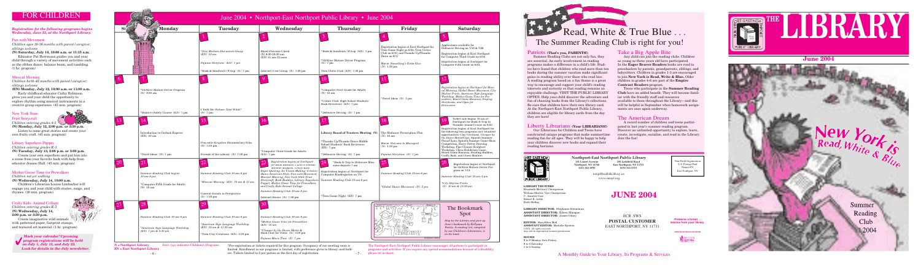# FOR CHILDREN

*Registration for the following programs begins Wednesday, June 23, at the Northport Library.*

### Fun with Movement

*Children ages 18-36 months with parent/caregiver; siblings welcome*

**(N) Saturday, July 10, 10:00 a.m. or 11:15 a.m.**

Educator Pat Herrmann guides you and your child through a variety of movement activities such as the ribbon dance, balance beam, and tumbling. (1 hr. program)

### Musical Morning

*Children birth-42 months with parent/caregiver; siblings welcome*

**(EN) Monday, July 12, 10:00 a.m. or 11:00 a.m.**

Early childhood educator Cathy Robinson gives you and your child the opportunity to explore rhythm using musical instruments in a creative group experience. (45 min. program)

### New York State Fruit Storycraft

*Children entering grades 4-5*

**(N) Monday, July 12, 2:00 p.m. or 3:30 p.m.**

Listen to some great stories and create your own fruity craft. (45 min. program)

### Library Superhero Puppet

*Children entering grades K-3*

**(N) Tuesday, July 13, 2:00 p.m. or 3:00 p.m.**

Create your own superhero and put him into a scene from your favorite book with help from educator Jeanine Hall. (45 min. program)

### Mother Goose Time for Prewalkers

*Children not yet walking*

**(N) Wednesday, July 14, 10:00 a.m.**

Children's Librarian Louise Lindhurst will engage you and your child with stories, songs, and rhymes. (30 min. program)

### Crafty Kids: Animal Collage

*Children entering grades K-3*

**(N) Wednesday, July 14, 2:00 p.m. or 3:30 p.m.**

Create imaginative wild animals with patterned paper, footprint stamps, and textured art material. (1 hr. program)

***Mark your calendar! Upcoming program registrations will be held on July 1, July 13, and July 23. Look for details in the July newsletter.***

# June 2004 • Northport-East Northport Public Library • June 2004

| Sunday | Monday | Tuesday | Wednesday | Thursday | Friday | Saturday |
|---|---|---|---|---|---|---|
| | | 1<br>*New Mothers Discussion Group (EN) 10 am*<br><br>*Pajama Storytime (EN) 7 pm*<br><br>*Book & Sandwich Wrap (EN) 7 pm | 2<br>Blood Pressure Check (N) 9:30-10:30 am (EN) 11 am-12 noon<br><br>Internet User Group (N) 7:30 pm | 3<br>*Book & Sandwich Wrap (EN) 1 pm<br><br>*AARP Mature Driver Program (N) 7 pm<br><br>Teen Chess Club (EN) 7:30 pm | 4<br>Registration begins at East Northport for Teen Game Night on 6/24, Teen Critics Club on 6/30, and Thumbs Up/Thumbs Down on 6/17<br><br>*Movie: Something's Gotta Give (N) 1:30 pm* | 5<br>Applications available for *Defensive Driving* on 7/10 & 7/26<br><br>Registration begins at East Northport for *Computer Travel Guide* on 6/16<br><br>Registration begins at Northport for *Computer Gifts Guide* on 6/21 |
| 6 | 7<br>*AARP Mature Driver Program (N) 9:30 am<br><br>*Student's Safety Course (EN) 7 pm | 8<br><br>I Took the Picture, Now What? (N) 7 pm | 9 | 10<br>*Computer First Grade for Adults (N) 10 am<br><br>*Cedar Club High School Students' Book Reviewers (EN) 7 pm<br><br>*Defensive Driving (N) 7 pm | 11<br><br>*Travel Ideas (N) 1 pm | 12<br>*Registration begins at Northport for Musical Morning, Global Dance Movement, City Skyline Prints, American Sign Language Workshop, Mother Goose Time for Prewalkers, Stencil Gone Bananas, Singing Storybooks, and Quiz for Discussion* |
| 13 | 14<br>Introduction to Outlook Express (EN) 10 am<br><br>*Travel Ideas (N) 7 pm | 15<br><br>Prescription Kingdom Documentary Film (N) 7:30 pm<br><br>Friends of the Library (N) 7:30 pm | 16<br><br>*Computer Travel Guide for Adults (EN) 7 pm | 17<br>**Library Board of Trustees Meeting (N)**<br><br>*Thumbs Up/Thumbs Down Middle School Students' Book Reviewers (EN) 7 pm<br><br>*Defensive Driving (N) 7 pm | 18<br>The Medicare Prescription Plan (N) 10 am<br><br>*Movie: Welcome to Mooseport (N) 1:30 pm*<br><br>*Pajama Storytime (N) 7 pm* | 19<br>Ticket sale begins 10 am at Northport for Book-A-Trip to Theodore Roosevelt Island on 8/23<br><br>Registration begins at East Northport for the following teen programs and volunteer opportunities: Live Unordinary, Hanging by the Dance Method Lab, Spanish Summer Picnic/Club, Speedy Summer Game Show Competition, Henna Tattoo Drawing Workshop, Pipe Cleaner Sculpture Workshop, Glass Solutions Game, Board Game Bonanza, Reading Buddies, Crafty Kids, and Chess Mentors |
| 20 | 21<br>*Summer Reading Club begins 10 am-9 pm*<br><br>*Computer Gifts Guide for Adults (N) 10 am | 22<br>*Summer Reading Club 10 am-9 pm*<br><br>*Musical Morning (EN) 10 am & 11 am*<br><br>Current Events in Perspective (N) 7:30 pm | 23<br>*Registration begins at Northport for seven* programs*, a* variety of *sessions ... a* *variety of ...*<br>*Paper Quilting, Ice Cream Making, Creative Dance American Style, Fun with Movement, Musical Morning, New York State Fruit Storycraft, Book Buddies, Library Superhero Puppet, Mother Goose Time for Prewalkers, and Crafty Kids Animal Collage*<br><br>*Summer Reading Club 10 am-9 pm*<br><br>Internet Basics (N) 7:30 pm | 24<br>*Book-A-Trip to Delaware Museum departs 7 am<br><br>Registration begins at Northport for *Computer Kindergarten* on 7/8<br><br>*Summer Reading Club 10 am-9 pm*<br><br>*Teen Game Night (EN) 7 pm | 25<br><br>*Summer Reading Club 10 am-9 pm*<br><br>*Global Dance Movement (N) 2 pm* | 26<br>Registration begins at Northport for *AARP Mature Driver Program* on 7/12<br><br>*Summer Reading Club 10 am-4 pm*<br><br>*City Skyline Prints (N) 10 am & 11:30 am* |
| 27 | 28<br>*Summer Reading Club 10 am-9 pm*<br><br>*American Sign Language Workshop (EN) 2 pm & 3:30 pm* | 29<br>*Summer Reading Club 10 am-9 pm*<br><br>*American Sign Language Workshop (EN) 10 am & 11:30 am*<br><br>*Teen Chess Club (EN) 7:30 pm | 30<br>*Summer Reading Club 10 am-9 pm*<br><br>*Mother Goose Time for Prewalkers (EN) 10 am*<br><br>*Changes by the Dozen Movie & Book Chat for Teens (N) 3:30 pm*<br><br>*Pajama Movie Time (N) 7 pm* | | | |

**The Bookmark Spot**

*Stop by the Library and pick up June's bookmark by Kellyann Walker. A reading list, compiled by our Children's Librarians, is on the back.*

**N = Northport Library**
**EN = East Northport Library**

*Italic type indicates Children's Programs.*

*Pre-registration or tickets required for this program. Occupancy of our meeting room is limited. Enrollment in our programs is limited, with preference given to library card holders. Tickets limited to 2 per patron on the first day of registration.

The Northport-East Northport Public Library encourages all patrons to participate in programs and activities. If you require any special accommodations because of a disability, please let us know.

# Read, White & True Blue . . .

## The Summer Reading Club is right for you!

### Patriots (That's you, PARENTS!)

Summer Reading Clubs are not only fun, they are essential. An early involvement in reading programs makes a difference in a child's life. Studies have found that children who read more than ten books during the summer vacation make significant gains in reading ability over those who read less. A reading program based on a fun theme is a great way to encourage and support your child's reading interests and curiosity so that reading remains an enjoyable challenge. VISIT THE PUBLIC LIBRARY OFTEN. Help your child discover the adventure and fun of choosing books from the Library's collections. Be sure that children have their own library card. At the Northport-East Northport Public Library, children are eligible for library cards from the day they are born!

### Liberty Librarians (Your LIBRARIANS!)

Our Librarians for Children and Teens have constructed unique programs that make summertime reading fun for all ages. They will be happy to help your children discover new books and expand their reading horizons.

### Take a Big Apple Bite

Any child can join the reading clubs. Children as young as three years old have participated. In the **Eager Beaver Readers** books are read to preschoolers by parents, grandparents, siblings, and babysitters. Children in grades 1-3 are encouraged to join **New York is Read, Write & Blue.** Older children in grades 4-6 are part of the **Empire Contract Readers** program.

Teens who participate in the **Summer Reading Club** have an added benefit. They will become familiar with the friendly staff and resources available to them throughout the Library—and this will be helpful in September when homework assignments are once again underway.

### The American Dream

A record number of children and teens participated in last year's summer reading program. Discover an unlimited opportunity to explore, learn, create, investigate, socialize, and read in the Library. Join the fun!

**Northport-East Northport Public Library**

151 Laurel Avenue
Northport, NY 11768
(631) 261-6930

185 Larkfield Road
East Northport, NY 11731
(631) 261-2313

nenpl@suffolk.lib.ny.us
www.nenpl.org

Non-Profit Organization
U.S. Postage Paid
Permit #78
East Northport, NY

**LIBRARY TRUSTEES**
Elizabeth McLeod, Chairperson
William Martin, Vice Chairperson
C. Annette Cain
Robert E. Little
Ruth Molloy

**LIBRARY DIRECTOR:** Stephanie Heineman
**ASSISTANT DIRECTOR:** Eileen Minogue
**ASSISTANT DIRECTOR:** James Olney

**EDITOR:** Mary Ellen Mell
**ASSISTANT EDITORS:** Michelle Epstein
(The Library is a member of ...)

**HOURS**
9 to 9 Monday thru Friday
9 to 5 Saturday
1 to 5 Sunday

# JUNE 2004

ECR SWS
**POSTAL CUSTOMER**
EAST NORTHPORT, NY 11731

**Preserve a forest . . . borrow from your library.**

# THE LIBRARY

**June 2004**

New York is Read, White & Blue

Summer Reading Club 2004

A Monthly Guide to Your Library, Its Programs & Services